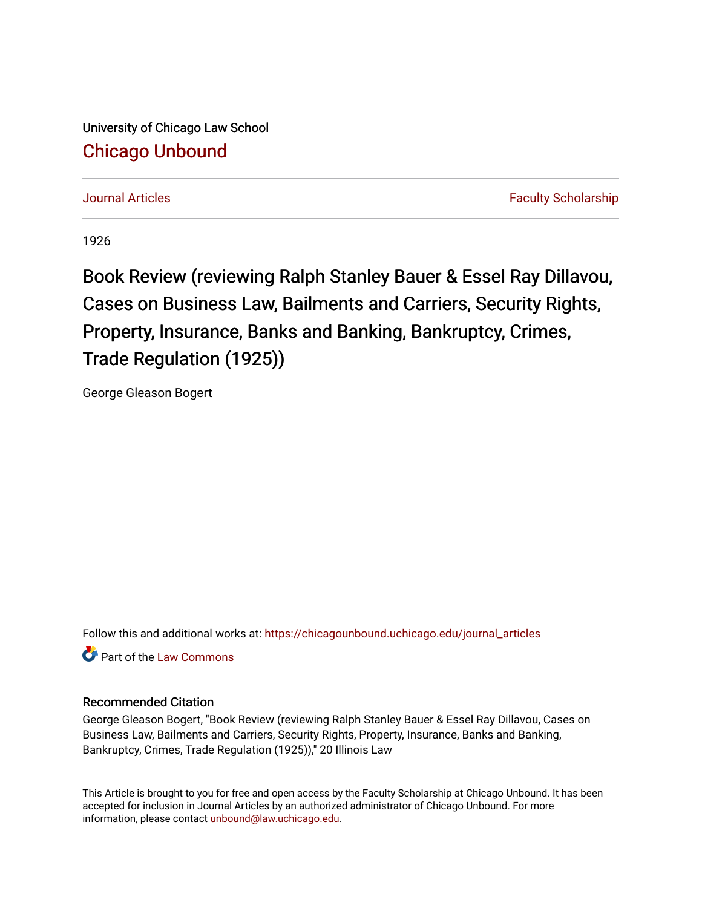University of Chicago Law School

## Chicago Unbound

Journal Articles | Faculty Scholarship

1926

# Book Review (reviewing Ralph Stanley Bauer & Essel Ray Dillavou, Cases on Business Law, Bailments and Carriers, Security Rights, Property, Insurance, Banks and Banking, Bankruptcy, Crimes, Trade Regulation (1925))

George Gleason Bogert

Follow this and additional works at: https://chicagounbound.uchicago.edu/journal_articles

Part of the Law Commons

### Recommended Citation

George Gleason Bogert, "Book Review (reviewing Ralph Stanley Bauer & Essel Ray Dillavou, Cases on Business Law, Bailments and Carriers, Security Rights, Property, Insurance, Banks and Banking, Bankruptcy, Crimes, Trade Regulation (1925))," 20 Illinois Law

This Article is brought to you for free and open access by the Faculty Scholarship at Chicago Unbound. It has been accepted for inclusion in Journal Articles by an authorized administrator of Chicago Unbound. For more information, please contact unbound@law.uchicago.edu.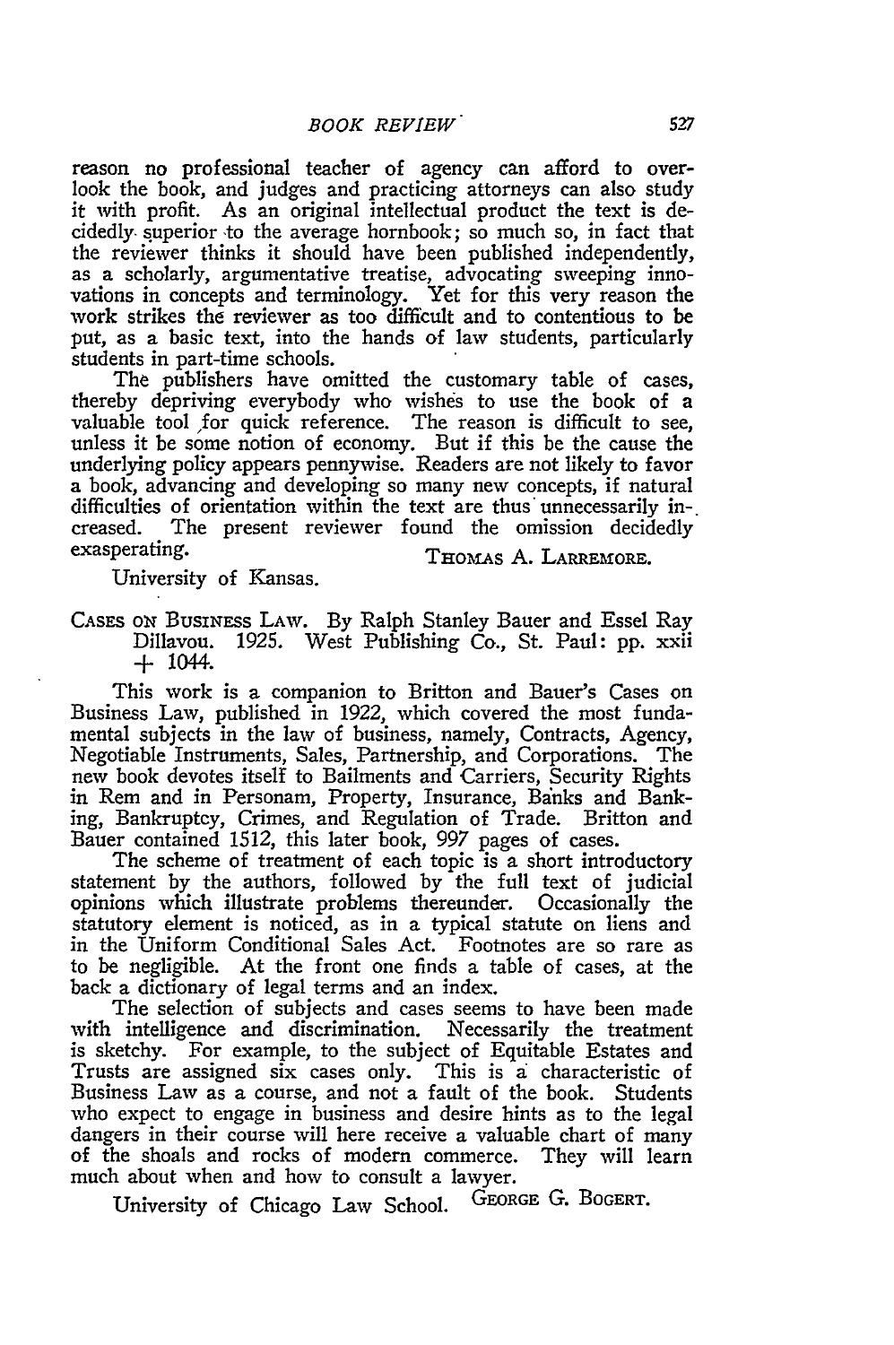reason no professional teacher of agency can afford to overlook the book, and judges and practicing attorneys can also study it with profit. As an original intellectual product the text is decidedly superior to the average hornbook; so much so, in fact that the reviewer thinks it should have been published independently, as a scholarly, argumentative treatise, advocating sweeping innovations in concepts and terminology. Yet for this very reason the work strikes the reviewer as too difficult and to contentious to be put, as a basic text, into the hands of law students, particularly students in part-time schools.

The publishers have omitted the customary table of cases, thereby depriving everybody who wishes to use the book of a valuable tool for quick reference. The reason is difficult to see, unless it be some notion of economy. But if this be the cause the underlying policy appears pennywise. Readers are not likely to favor a book, advancing and developing so many new concepts, if natural difficulties of orientation within the text are thus unnecessarily increased. The present reviewer found the omission decidedly exasperating.

THOMAS A. LARREMORE.

University of Kansas.

CASES ON BUSINESS LAW. By Ralph Stanley Bauer and Essel Ray Dillavou. 1925. West Publishing Co., St. Paul: pp. xxii + 1044.

This work is a companion to Britton and Bauer's Cases on Business Law, published in 1922, which covered the most fundamental subjects in the law of business, namely, Contracts, Agency, Negotiable Instruments, Sales, Partnership, and Corporations. The new book devotes itself to Bailments and Carriers, Security Rights in Rem and in Personam, Property, Insurance, Banks and Banking, Bankruptcy, Crimes, and Regulation of Trade. Britton and Bauer contained 1512, this later book, 997 pages of cases.

The scheme of treatment of each topic is a short introductory statement by the authors, followed by the full text of judicial opinions which illustrate problems thereunder. Occasionally the statutory element is noticed, as in a typical statute on liens and in the Uniform Conditional Sales Act. Footnotes are so rare as to be negligible. At the front one finds a table of cases, at the back a dictionary of legal terms and an index.

The selection of subjects and cases seems to have been made with intelligence and discrimination. Necessarily the treatment is sketchy. For example, to the subject of Equitable Estates and Trusts are assigned six cases only. This is a characteristic of Business Law as a course, and not a fault of the book. Students who expect to engage in business and desire hints as to the legal dangers in their course will here receive a valuable chart of many of the shoals and rocks of modern commerce. They will learn much about when and how to consult a lawyer.

University of Chicago Law School. GEORGE G. BOGERT.